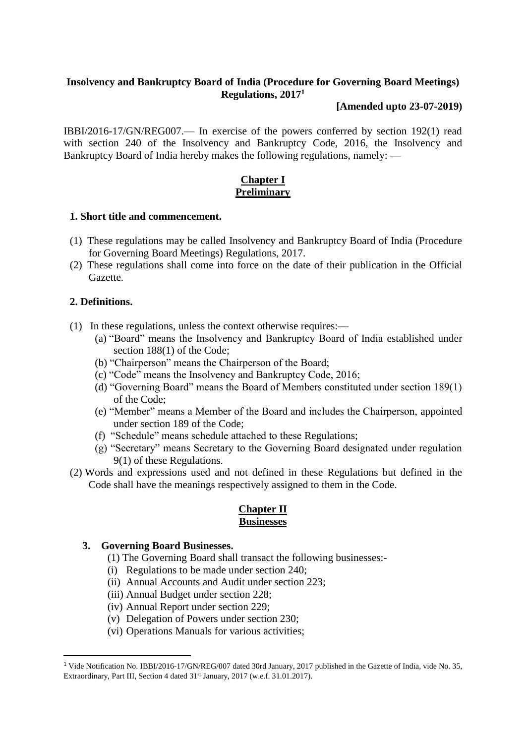# Insolvency and Bankruptcy Board of India (Procedure for Governing Board Meetings) Regulations, 2017[1]

**[Amended upto 23-07-2019)**

IBBI/2016-17/GN/REG007.— In exercise of the powers conferred by section 192(1) read with section 240 of the Insolvency and Bankruptcy Code, 2016, the Insolvency and Bankruptcy Board of India hereby makes the following regulations, namely: —

## Chapter I
## Preliminary

### 1. Short title and commencement.

(1) These regulations may be called Insolvency and Bankruptcy Board of India (Procedure for Governing Board Meetings) Regulations, 2017.

(2) These regulations shall come into force on the date of their publication in the Official Gazette.

### 2. Definitions.

(1) In these regulations, unless the context otherwise requires:—

(a) "Board" means the Insolvency and Bankruptcy Board of India established under section 188(1) of the Code;

(b) "Chairperson" means the Chairperson of the Board;

(c) "Code" means the Insolvency and Bankruptcy Code, 2016;

(d) "Governing Board" means the Board of Members constituted under section 189(1) of the Code;

(e) "Member" means a Member of the Board and includes the Chairperson, appointed under section 189 of the Code;

(f) "Schedule" means schedule attached to these Regulations;

(g) "Secretary" means Secretary to the Governing Board designated under regulation 9(1) of these Regulations.

(2) Words and expressions used and not defined in these Regulations but defined in the Code shall have the meanings respectively assigned to them in the Code.

## Chapter II
## Businesses

### 3. Governing Board Businesses.

(1) The Governing Board shall transact the following businesses:-

(i) Regulations to be made under section 240;

(ii) Annual Accounts and Audit under section 223;

(iii) Annual Budget under section 228;

(iv) Annual Report under section 229;

(v) Delegation of Powers under section 230;

(vi) Operations Manuals for various activities;

---

[1] Vide Notification No. IBBI/2016-17/GN/REG/007 dated 30rd January, 2017 published in the Gazette of India, vide No. 35, Extraordinary, Part III, Section 4 dated 31st January, 2017 (w.e.f. 31.01.2017).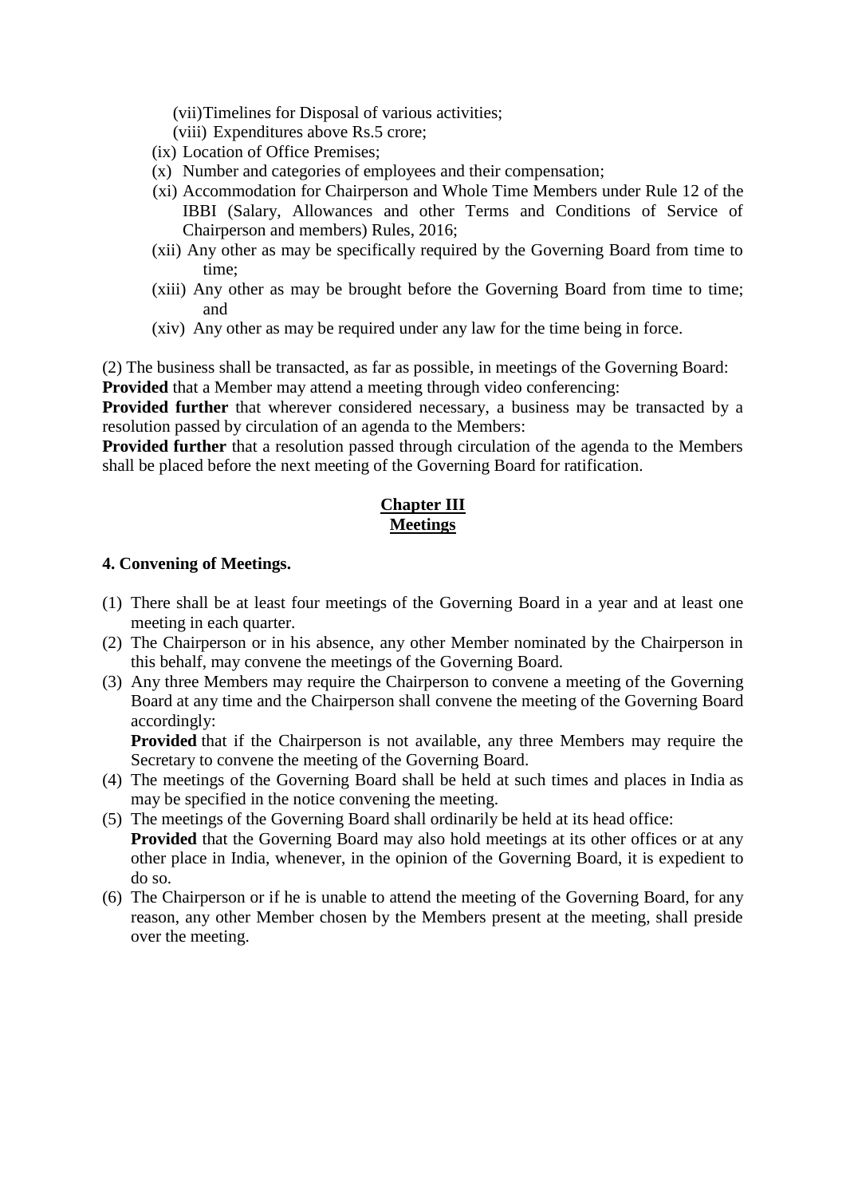(vii) Timelines for Disposal of various activities;

(viii) Expenditures above Rs.5 crore;

(ix) Location of Office Premises;

(x) Number and categories of employees and their compensation;

(xi) Accommodation for Chairperson and Whole Time Members under Rule 12 of the IBBI (Salary, Allowances and other Terms and Conditions of Service of Chairperson and members) Rules, 2016;

(xii) Any other as may be specifically required by the Governing Board from time to time;

(xiii) Any other as may be brought before the Governing Board from time to time; and

(xiv) Any other as may be required under any law for the time being in force.

(2) The business shall be transacted, as far as possible, in meetings of the Governing Board:
**Provided** that a Member may attend a meeting through video conferencing:
**Provided further** that wherever considered necessary, a business may be transacted by a resolution passed by circulation of an agenda to the Members:
**Provided further** that a resolution passed through circulation of the agenda to the Members shall be placed before the next meeting of the Governing Board for ratification.

## Chapter III
## Meetings

### 4. Convening of Meetings.

(1) There shall be at least four meetings of the Governing Board in a year and at least one meeting in each quarter.

(2) The Chairperson or in his absence, any other Member nominated by the Chairperson in this behalf, may convene the meetings of the Governing Board.

(3) Any three Members may require the Chairperson to convene a meeting of the Governing Board at any time and the Chairperson shall convene the meeting of the Governing Board accordingly:
**Provided** that if the Chairperson is not available, any three Members may require the Secretary to convene the meeting of the Governing Board.

(4) The meetings of the Governing Board shall be held at such times and places in India as may be specified in the notice convening the meeting.

(5) The meetings of the Governing Board shall ordinarily be held at its head office:
**Provided** that the Governing Board may also hold meetings at its other offices or at any other place in India, whenever, in the opinion of the Governing Board, it is expedient to do so.

(6) The Chairperson or if he is unable to attend the meeting of the Governing Board, for any reason, any other Member chosen by the Members present at the meeting, shall preside over the meeting.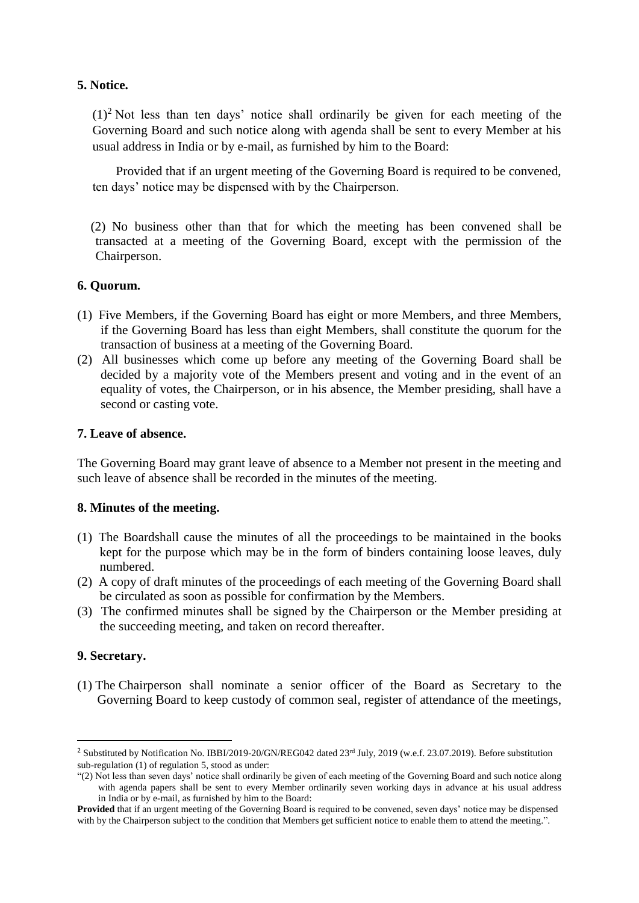**5. Notice.**

(1)[2] Not less than ten days' notice shall ordinarily be given for each meeting of the Governing Board and such notice along with agenda shall be sent to every Member at his usual address in India or by e-mail, as furnished by him to the Board:

Provided that if an urgent meeting of the Governing Board is required to be convened, ten days' notice may be dispensed with by the Chairperson.

(2) No business other than that for which the meeting has been convened shall be transacted at a meeting of the Governing Board, except with the permission of the Chairperson.

**6. Quorum.**

(1) Five Members, if the Governing Board has eight or more Members, and three Members, if the Governing Board has less than eight Members, shall constitute the quorum for the transaction of business at a meeting of the Governing Board.
(2) All businesses which come up before any meeting of the Governing Board shall be decided by a majority vote of the Members present and voting and in the event of an equality of votes, the Chairperson, or in his absence, the Member presiding, shall have a second or casting vote.

**7. Leave of absence.**

The Governing Board may grant leave of absence to a Member not present in the meeting and such leave of absence shall be recorded in the minutes of the meeting.

**8. Minutes of the meeting.**

(1) The Boardshall cause the minutes of all the proceedings to be maintained in the books kept for the purpose which may be in the form of binders containing loose leaves, duly numbered.
(2) A copy of draft minutes of the proceedings of each meeting of the Governing Board shall be circulated as soon as possible for confirmation by the Members.
(3) The confirmed minutes shall be signed by the Chairperson or the Member presiding at the succeeding meeting, and taken on record thereafter.

**9. Secretary.**

(1) The Chairperson shall nominate a senior officer of the Board as Secretary to the Governing Board to keep custody of common seal, register of attendance of the meetings,

---

[2] Substituted by Notification No. IBBI/2019-20/GN/REG042 dated 23rd July, 2019 (w.e.f. 23.07.2019). Before substitution sub-regulation (1) of regulation 5, stood as under:

"(2) Not less than seven days' notice shall ordinarily be given of each meeting of the Governing Board and such notice along with agenda papers shall be sent to every Member ordinarily seven working days in advance at his usual address in India or by e-mail, as furnished by him to the Board:

**Provided** that if an urgent meeting of the Governing Board is required to be convened, seven days' notice may be dispensed with by the Chairperson subject to the condition that Members get sufficient notice to enable them to attend the meeting.".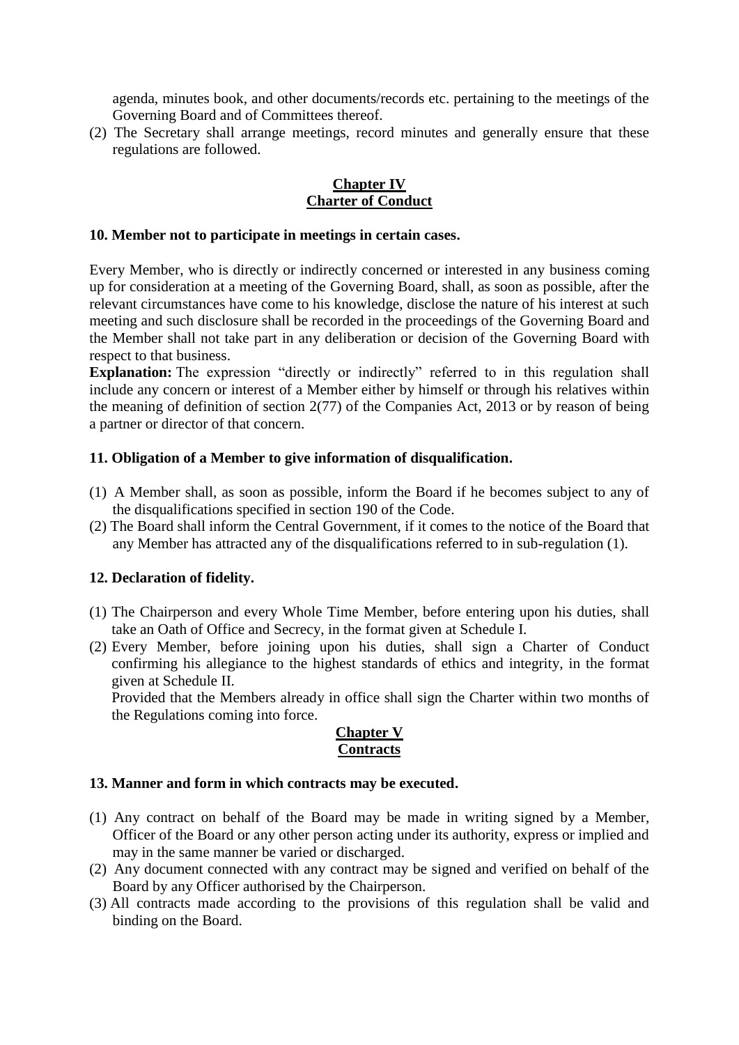agenda, minutes book, and other documents/records etc. pertaining to the meetings of the Governing Board and of Committees thereof.

(2) The Secretary shall arrange meetings, record minutes and generally ensure that these regulations are followed.

## Chapter IV
## Charter of Conduct

### 10. Member not to participate in meetings in certain cases.

Every Member, who is directly or indirectly concerned or interested in any business coming up for consideration at a meeting of the Governing Board, shall, as soon as possible, after the relevant circumstances have come to his knowledge, disclose the nature of his interest at such meeting and such disclosure shall be recorded in the proceedings of the Governing Board and the Member shall not take part in any deliberation or decision of the Governing Board with respect to that business.

**Explanation:** The expression "directly or indirectly" referred to in this regulation shall include any concern or interest of a Member either by himself or through his relatives within the meaning of definition of section 2(77) of the Companies Act, 2013 or by reason of being a partner or director of that concern.

### 11. Obligation of a Member to give information of disqualification.

(1) A Member shall, as soon as possible, inform the Board if he becomes subject to any of the disqualifications specified in section 190 of the Code.

(2) The Board shall inform the Central Government, if it comes to the notice of the Board that any Member has attracted any of the disqualifications referred to in sub-regulation (1).

### 12. Declaration of fidelity.

(1) The Chairperson and every Whole Time Member, before entering upon his duties, shall take an Oath of Office and Secrecy, in the format given at Schedule I.

(2) Every Member, before joining upon his duties, shall sign a Charter of Conduct confirming his allegiance to the highest standards of ethics and integrity, in the format given at Schedule II.

Provided that the Members already in office shall sign the Charter within two months of the Regulations coming into force.

## Chapter V
## Contracts

### 13. Manner and form in which contracts may be executed.

(1) Any contract on behalf of the Board may be made in writing signed by a Member, Officer of the Board or any other person acting under its authority, express or implied and may in the same manner be varied or discharged.

(2) Any document connected with any contract may be signed and verified on behalf of the Board by any Officer authorised by the Chairperson.

(3) All contracts made according to the provisions of this regulation shall be valid and binding on the Board.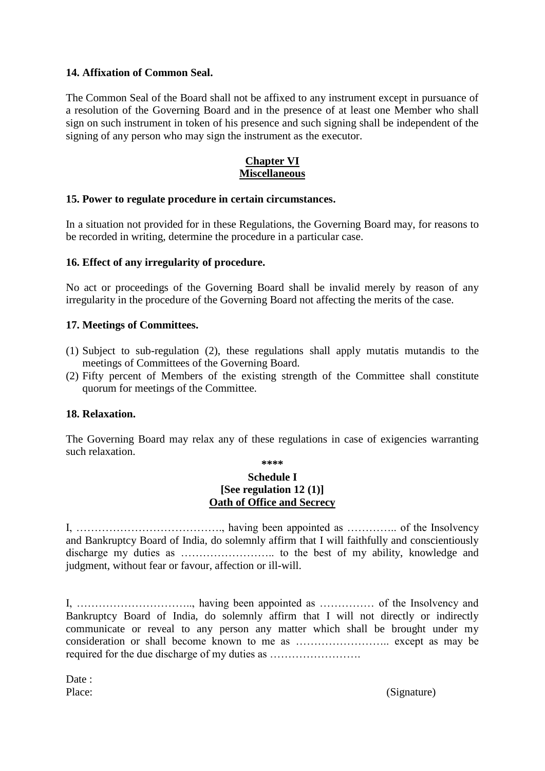### 14. Affixation of Common Seal.

The Common Seal of the Board shall not be affixed to any instrument except in pursuance of a resolution of the Governing Board and in the presence of at least one Member who shall sign on such instrument in token of his presence and such signing shall be independent of the signing of any person who may sign the instrument as the executor.

## Chapter VI
## Miscellaneous

### 15. Power to regulate procedure in certain circumstances.

In a situation not provided for in these Regulations, the Governing Board may, for reasons to be recorded in writing, determine the procedure in a particular case.

### 16. Effect of any irregularity of procedure.

No act or proceedings of the Governing Board shall be invalid merely by reason of any irregularity in the procedure of the Governing Board not affecting the merits of the case.

### 17. Meetings of Committees.

(1) Subject to sub-regulation (2), these regulations shall apply mutatis mutandis to the meetings of Committees of the Governing Board.
(2) Fifty percent of Members of the existing strength of the Committee shall constitute quorum for meetings of the Committee.

### 18. Relaxation.

The Governing Board may relax any of these regulations in case of exigencies warranting such relaxation.

****

## Schedule I
## [See regulation 12 (1)]
## Oath of Office and Secrecy

I, …………………………………., having been appointed as ………….. of the Insolvency and Bankruptcy Board of India, do solemnly affirm that I will faithfully and conscientiously discharge my duties as …………………….. to the best of my ability, knowledge and judgment, without fear or favour, affection or ill-will.

I, ………………………….., having been appointed as …………… of the Insolvency and Bankruptcy Board of India, do solemnly affirm that I will not directly or indirectly communicate or reveal to any person any matter which shall be brought under my consideration or shall become known to me as …………………….. except as may be required for the due discharge of my duties as …………………….

Date :
Place: (Signature)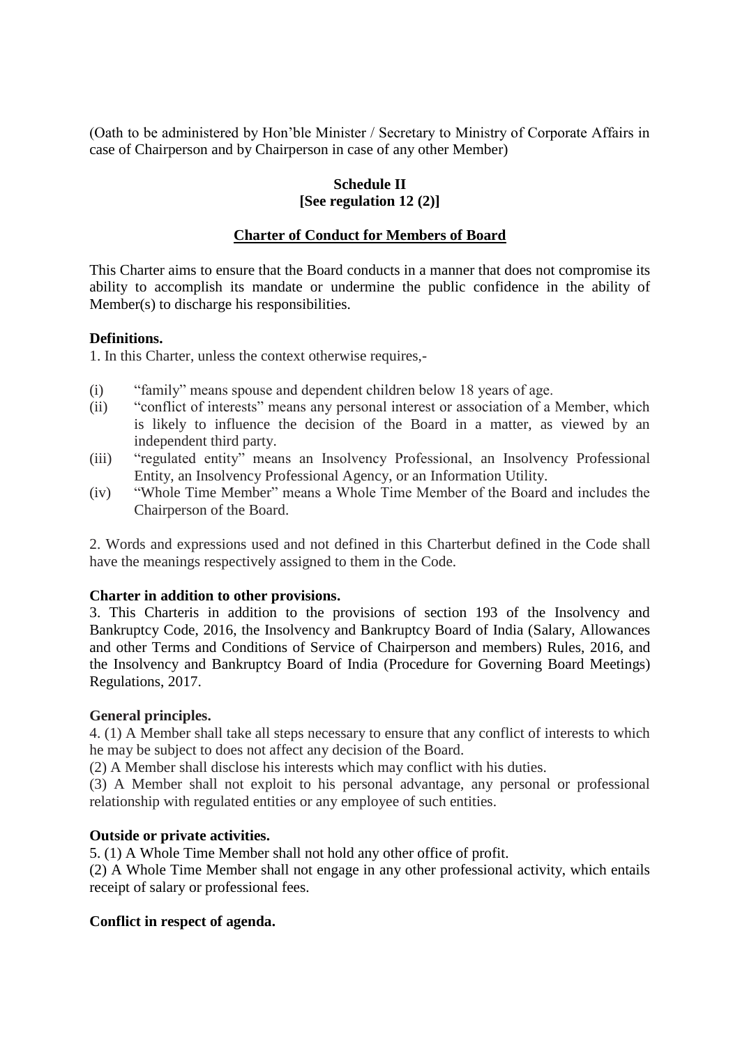(Oath to be administered by Hon'ble Minister / Secretary to Ministry of Corporate Affairs in case of Chairperson and by Chairperson in case of any other Member)

**Schedule II**
**[See regulation 12 (2)]**

## Charter of Conduct for Members of Board

This Charter aims to ensure that the Board conducts in a manner that does not compromise its ability to accomplish its mandate or undermine the public confidence in the ability of Member(s) to discharge his responsibilities.

**Definitions.**

1. In this Charter, unless the context otherwise requires,-

(i) "family" means spouse and dependent children below 18 years of age.

(ii) "conflict of interests" means any personal interest or association of a Member, which is likely to influence the decision of the Board in a matter, as viewed by an independent third party.

(iii) "regulated entity" means an Insolvency Professional, an Insolvency Professional Entity, an Insolvency Professional Agency, or an Information Utility.

(iv) "Whole Time Member" means a Whole Time Member of the Board and includes the Chairperson of the Board.

2. Words and expressions used and not defined in this Charterbut defined in the Code shall have the meanings respectively assigned to them in the Code.

**Charter in addition to other provisions.**

3. This Charteris in addition to the provisions of section 193 of the Insolvency and Bankruptcy Code, 2016, the Insolvency and Bankruptcy Board of India (Salary, Allowances and other Terms and Conditions of Service of Chairperson and members) Rules, 2016, and the Insolvency and Bankruptcy Board of India (Procedure for Governing Board Meetings) Regulations, 2017.

**General principles.**

4. (1) A Member shall take all steps necessary to ensure that any conflict of interests to which he may be subject to does not affect any decision of the Board.

(2) A Member shall disclose his interests which may conflict with his duties.

(3) A Member shall not exploit to his personal advantage, any personal or professional relationship with regulated entities or any employee of such entities.

**Outside or private activities.**

5. (1) A Whole Time Member shall not hold any other office of profit.

(2) A Whole Time Member shall not engage in any other professional activity, which entails receipt of salary or professional fees.

**Conflict in respect of agenda.**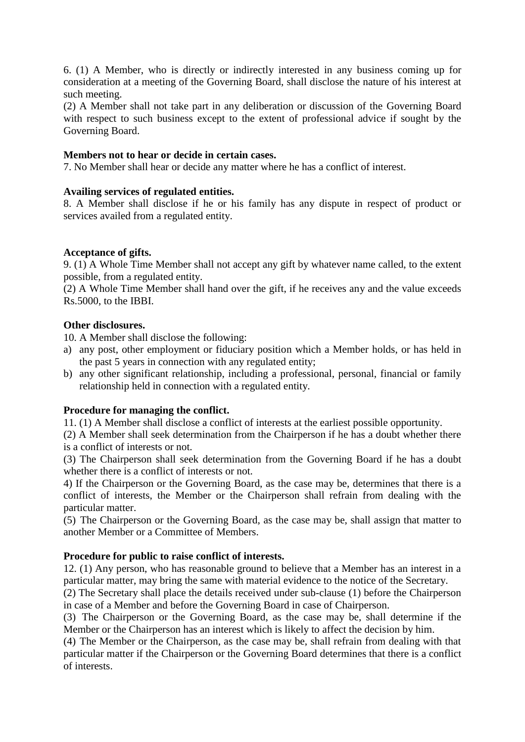6. (1) A Member, who is directly or indirectly interested in any business coming up for consideration at a meeting of the Governing Board, shall disclose the nature of his interest at such meeting.

(2) A Member shall not take part in any deliberation or discussion of the Governing Board with respect to such business except to the extent of professional advice if sought by the Governing Board.

**Members not to hear or decide in certain cases.**

7. No Member shall hear or decide any matter where he has a conflict of interest.

**Availing services of regulated entities.**

8. A Member shall disclose if he or his family has any dispute in respect of product or services availed from a regulated entity.

**Acceptance of gifts.**

9. (1) A Whole Time Member shall not accept any gift by whatever name called, to the extent possible, from a regulated entity.

(2) A Whole Time Member shall hand over the gift, if he receives any and the value exceeds Rs.5000, to the IBBI.

**Other disclosures.**

10. A Member shall disclose the following:

a) any post, other employment or fiduciary position which a Member holds, or has held in the past 5 years in connection with any regulated entity;
b) any other significant relationship, including a professional, personal, financial or family relationship held in connection with a regulated entity.

**Procedure for managing the conflict.**

11. (1) A Member shall disclose a conflict of interests at the earliest possible opportunity.

(2) A Member shall seek determination from the Chairperson if he has a doubt whether there is a conflict of interests or not.

(3) The Chairperson shall seek determination from the Governing Board if he has a doubt whether there is a conflict of interests or not.

4) If the Chairperson or the Governing Board, as the case may be, determines that there is a conflict of interests, the Member or the Chairperson shall refrain from dealing with the particular matter.

(5) The Chairperson or the Governing Board, as the case may be, shall assign that matter to another Member or a Committee of Members.

**Procedure for public to raise conflict of interests.**

12. (1) Any person, who has reasonable ground to believe that a Member has an interest in a particular matter, may bring the same with material evidence to the notice of the Secretary.

(2) The Secretary shall place the details received under sub-clause (1) before the Chairperson in case of a Member and before the Governing Board in case of Chairperson.

(3) The Chairperson or the Governing Board, as the case may be, shall determine if the Member or the Chairperson has an interest which is likely to affect the decision by him.

(4) The Member or the Chairperson, as the case may be, shall refrain from dealing with that particular matter if the Chairperson or the Governing Board determines that there is a conflict of interests.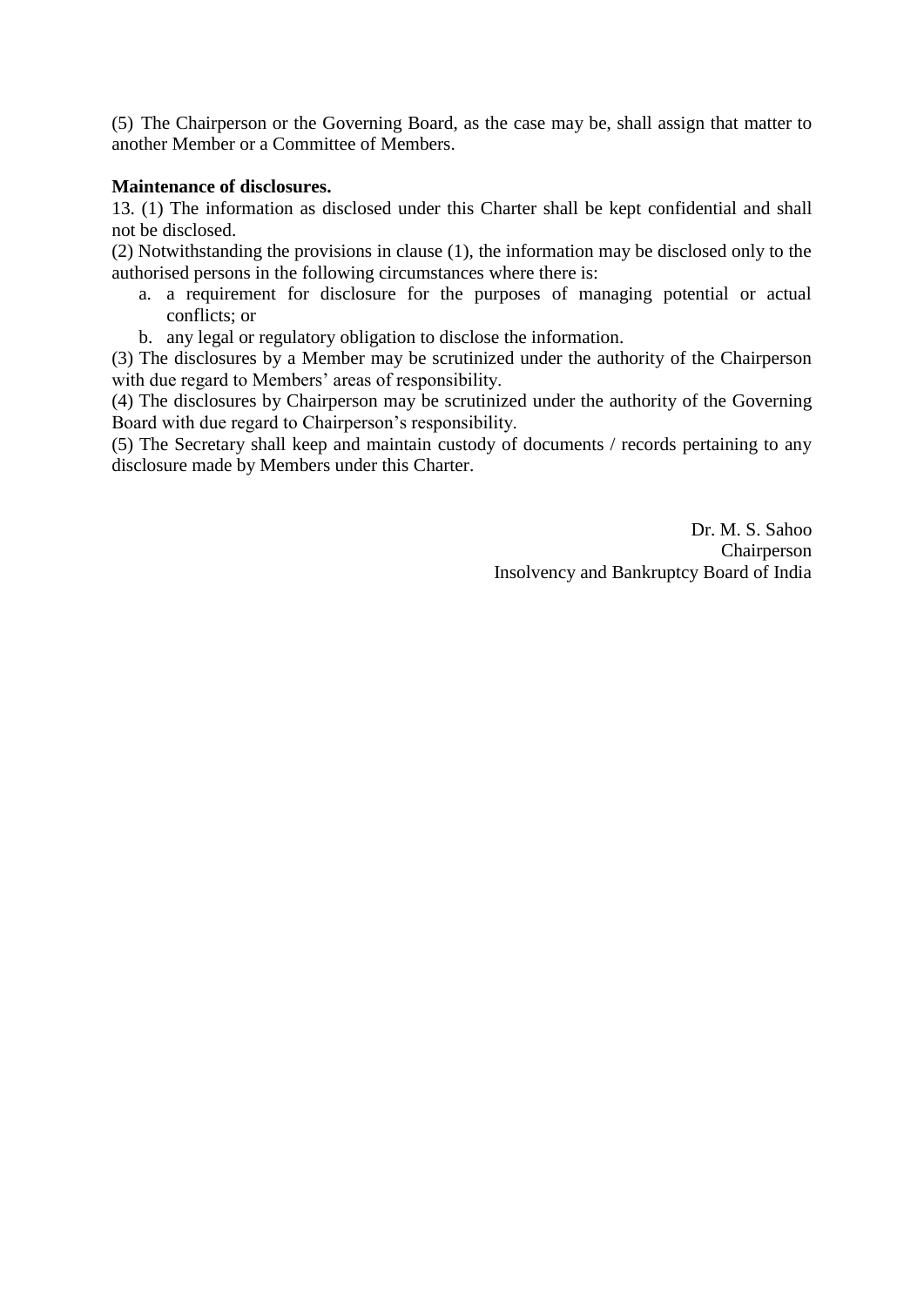(5) The Chairperson or the Governing Board, as the case may be, shall assign that matter to another Member or a Committee of Members.

**Maintenance of disclosures.**

13. (1) The information as disclosed under this Charter shall be kept confidential and shall not be disclosed.

(2) Notwithstanding the provisions in clause (1), the information may be disclosed only to the authorised persons in the following circumstances where there is:

a. a requirement for disclosure for the purposes of managing potential or actual conflicts; or
b. any legal or regulatory obligation to disclose the information.

(3) The disclosures by a Member may be scrutinized under the authority of the Chairperson with due regard to Members' areas of responsibility.

(4) The disclosures by Chairperson may be scrutinized under the authority of the Governing Board with due regard to Chairperson's responsibility.

(5) The Secretary shall keep and maintain custody of documents / records pertaining to any disclosure made by Members under this Charter.

Dr. M. S. Sahoo
Chairperson
Insolvency and Bankruptcy Board of India